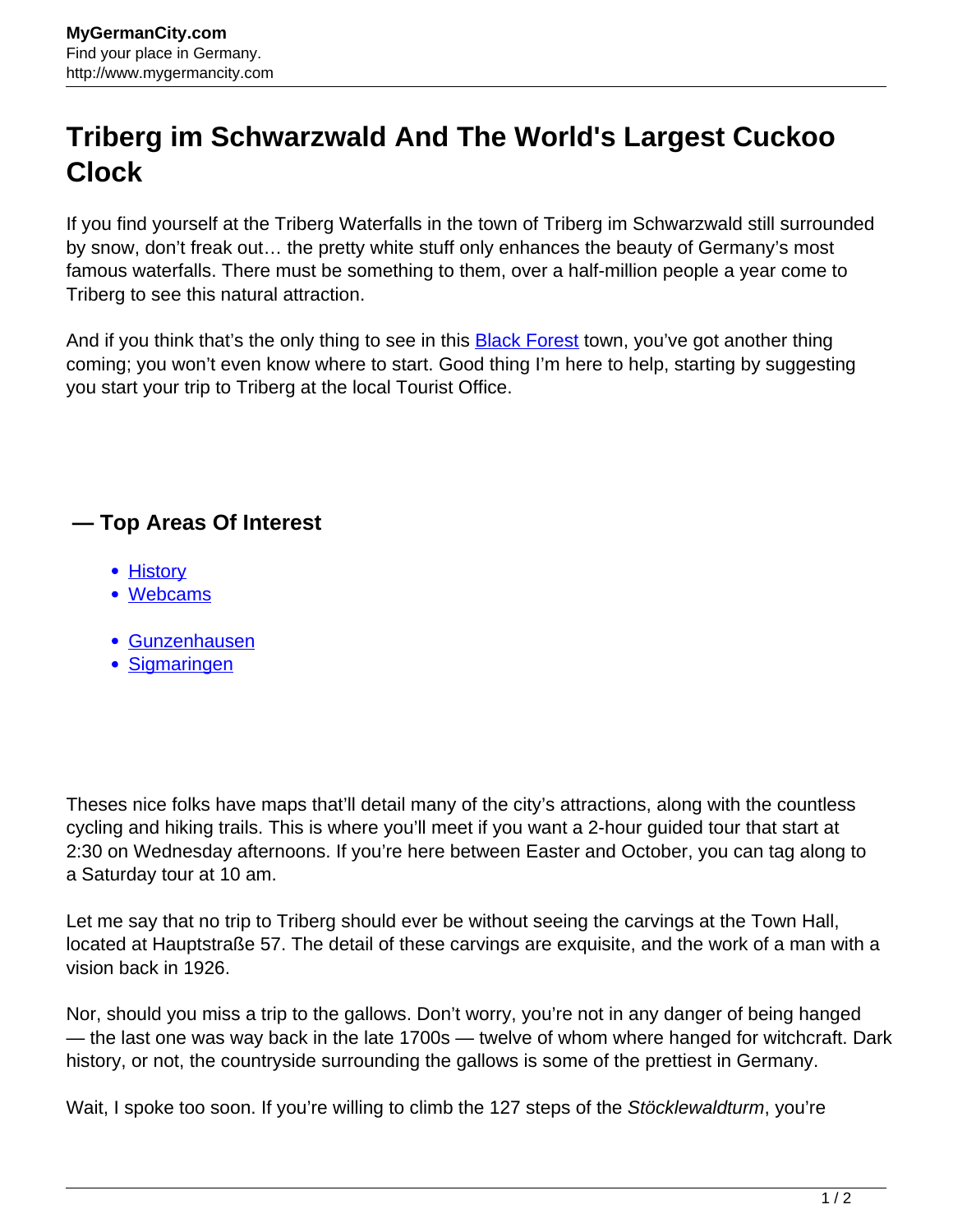# Triberg im Schwarzwald And The World's Largest Cuckoo Clock

If you find yourself at the Triberg Waterfalls in the town of Triberg im Schwarzwald still surrounded by snow, don't freak out… the pretty white stuff only enhances the beauty of Germany's most famous waterfalls. There must be something to them, over a half-million people a year come to Triberg to see this natural attraction.

And if you think that's the only thing to see in this Black Forest town, you've got another thing coming; you won't even know where to start. Good thing I'm here to help, starting by suggesting you start your trip to Triberg at the local Tourist Office.

## — Top Areas Of Interest

- History
- Webcams

- Gunzenhausen
- Sigmaringen

Theses nice folks have maps that'll detail many of the city's attractions, along with the countless cycling and hiking trails. This is where you'll meet if you want a 2-hour guided tour that start at 2:30 on Wednesday afternoons. If you're here between Easter and October, you can tag along to a Saturday tour at 10 am.

Let me say that no trip to Triberg should ever be without seeing the carvings at the Town Hall, located at Hauptstraße 57. The detail of these carvings are exquisite, and the work of a man with a vision back in 1926.

Nor, should you miss a trip to the gallows. Don't worry, you're not in any danger of being hanged — the last one was way back in the late 1700s — twelve of whom where hanged for witchcraft. Dark history, or not, the countryside surrounding the gallows is some of the prettiest in Germany.

Wait, I spoke too soon. If you're willing to climb the 127 steps of the *Stöcklewaldturm*, you're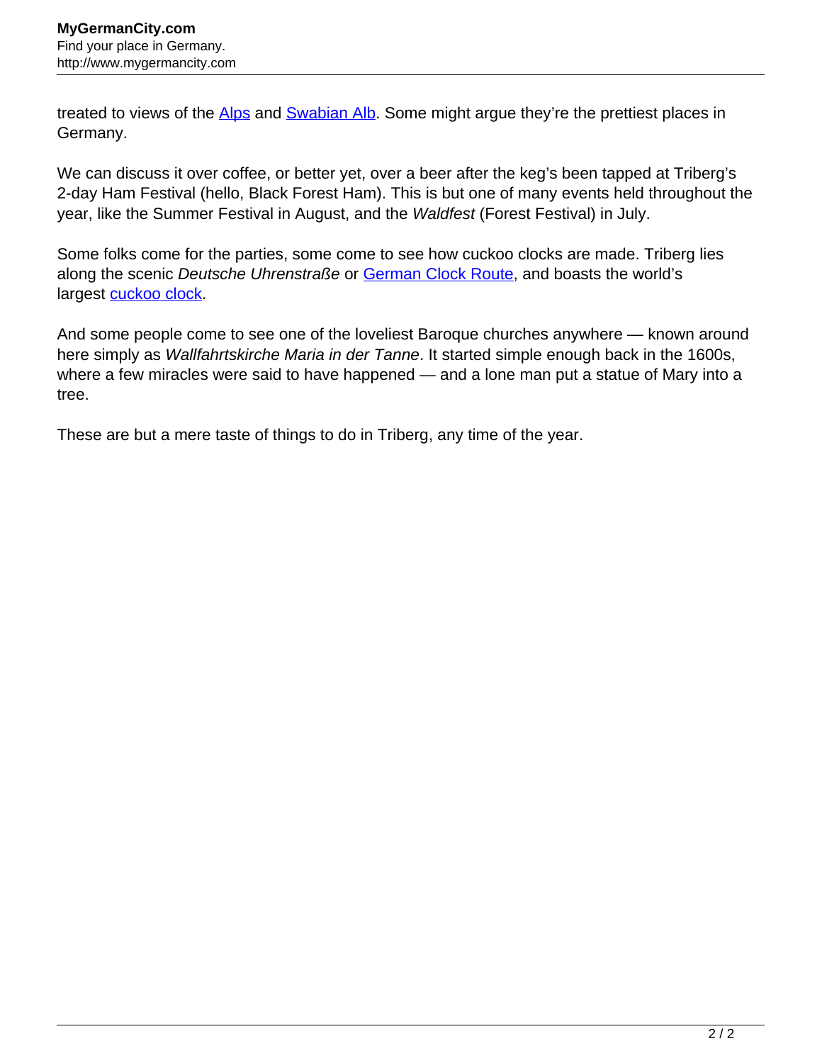treated to views of the Alps and Swabian Alb. Some might argue they're the prettiest places in Germany.

We can discuss it over coffee, or better yet, over a beer after the keg's been tapped at Triberg's 2-day Ham Festival (hello, Black Forest Ham). This is but one of many events held throughout the year, like the Summer Festival in August, and the *Waldfest* (Forest Festival) in July.

Some folks come for the parties, some come to see how cuckoo clocks are made. Triberg lies along the scenic *Deutsche Uhrenstraße* or German Clock Route, and boasts the world's largest cuckoo clock.

And some people come to see one of the loveliest Baroque churches anywhere — known around here simply as *Wallfahrtskirche Maria in der Tanne*. It started simple enough back in the 1600s, where a few miracles were said to have happened — and a lone man put a statue of Mary into a tree.

These are but a mere taste of things to do in Triberg, any time of the year.